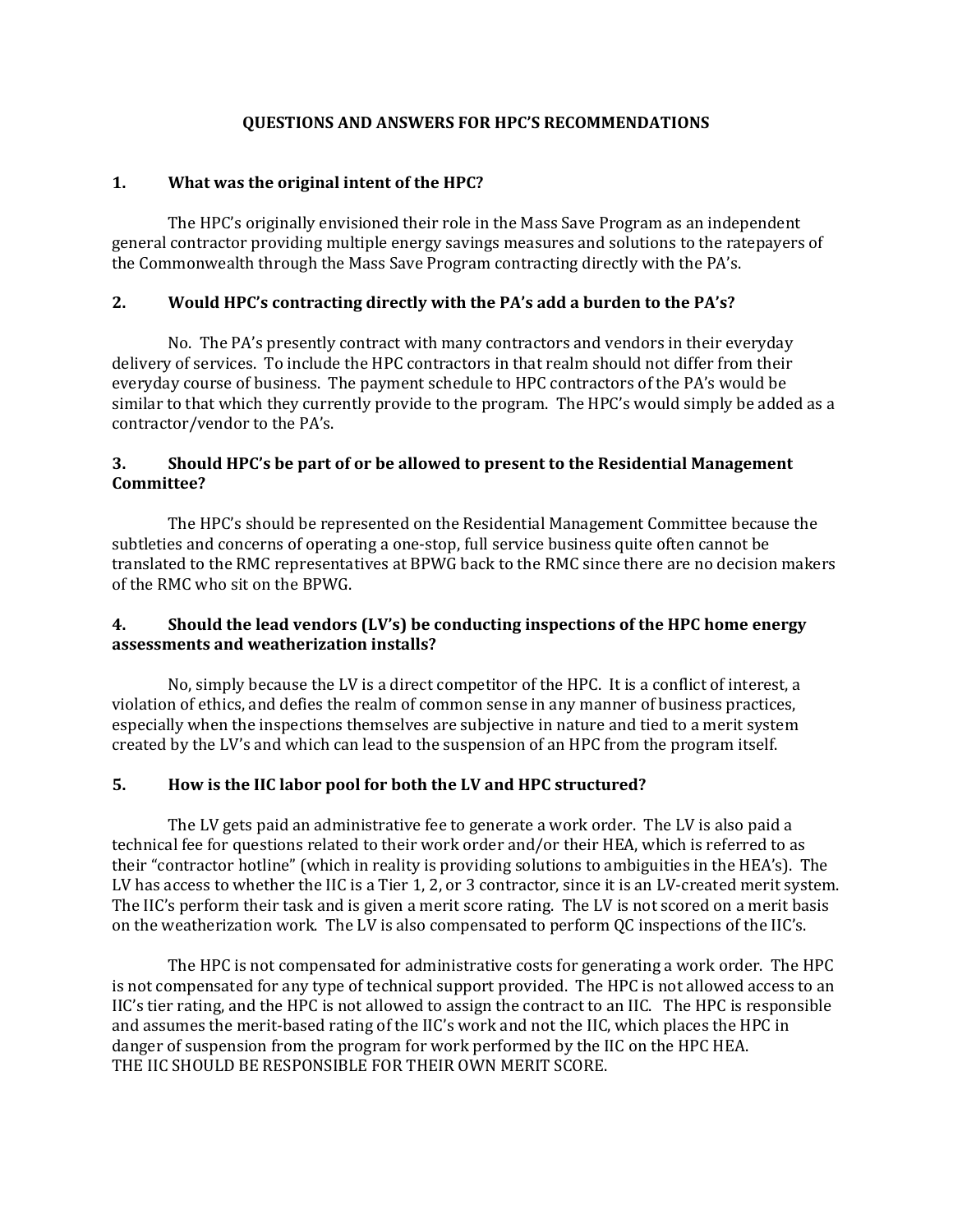# QUESTIONS AND ANSWERS FOR HPC'S RECOMMENDATIONS

## 1. What was the original intent of the HPC?

The HPC's originally envisioned their role in the Mass Save Program as an independent general contractor providing multiple energy savings measures and solutions to the ratepayers of the Commonwealth through the Mass Save Program contracting directly with the PA's.

## 2. Would HPC's contracting directly with the PA's add a burden to the PA's?

No. The PA's presently contract with many contractors and vendors in their everyday delivery of services. To include the HPC contractors in that realm should not differ from their everyday course of business. The payment schedule to HPC contractors of the PA's would be similar to that which they currently provide to the program. The HPC's would simply be added as a contractor/vendor to the PA's.

## 3. Should HPC's be part of or be allowed to present to the Residential Management Committee?

The HPC's should be represented on the Residential Management Committee because the subtleties and concerns of operating a one-stop, full service business quite often cannot be translated to the RMC representatives at BPWG back to the RMC since there are no decision makers of the RMC who sit on the BPWG.

## 4. Should the lead vendors (LV's) be conducting inspections of the HPC home energy assessments and weatherization installs?

No, simply because the LV is a direct competitor of the HPC. It is a conflict of interest, a violation of ethics, and defies the realm of common sense in any manner of business practices, especially when the inspections themselves are subjective in nature and tied to a merit system created by the LV's and which can lead to the suspension of an HPC from the program itself.

## 5. How is the IIC labor pool for both the LV and HPC structured?

The LV gets paid an administrative fee to generate a work order. The LV is also paid a technical fee for questions related to their work order and/or their HEA, which is referred to as their "contractor hotline" (which in reality is providing solutions to ambiguities in the HEA's). The LV has access to whether the IIC is a Tier 1, 2, or 3 contractor, since it is an LV-created merit system. The IIC's perform their task and is given a merit score rating. The LV is not scored on a merit basis on the weatherization work. The LV is also compensated to perform QC inspections of the IIC's.

The HPC is not compensated for administrative costs for generating a work order. The HPC is not compensated for any type of technical support provided. The HPC is not allowed access to an IIC's tier rating, and the HPC is not allowed to assign the contract to an IIC. The HPC is responsible and assumes the merit-based rating of the IIC's work and not the IIC, which places the HPC in danger of suspension from the program for work performed by the IIC on the HPC HEA.
THE IIC SHOULD BE RESPONSIBLE FOR THEIR OWN MERIT SCORE.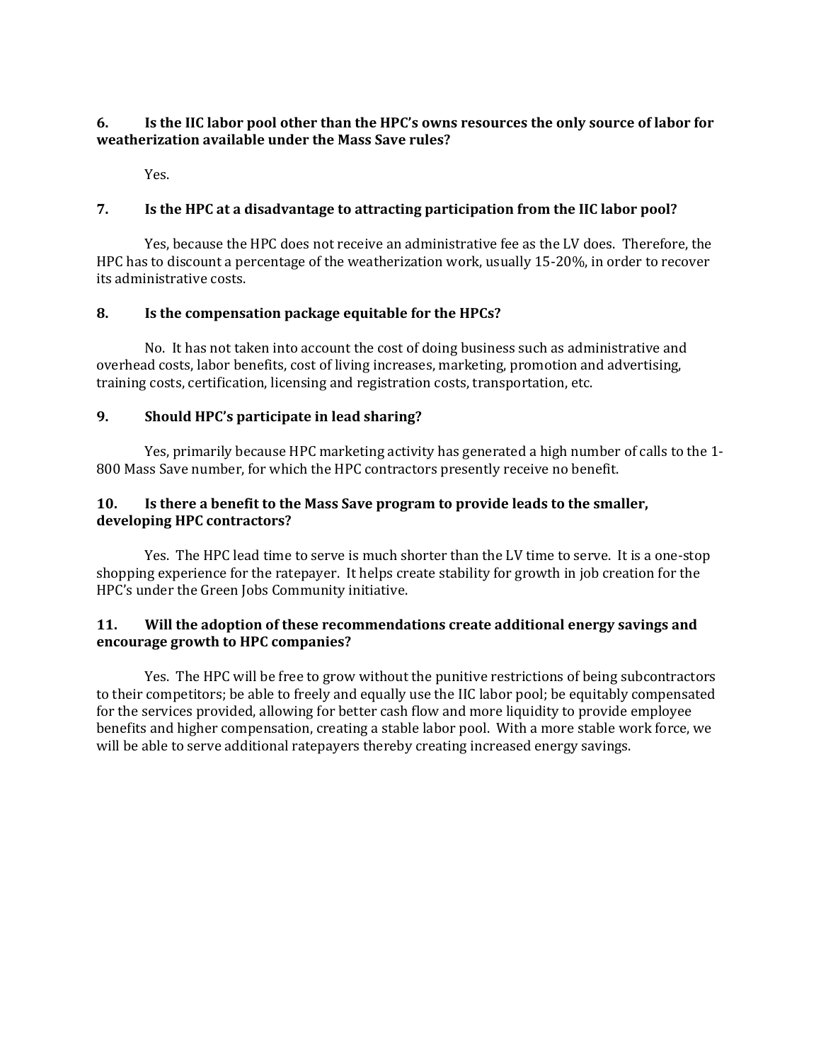**6. Is the IIC labor pool other than the HPC's owns resources the only source of labor for weatherization available under the Mass Save rules?**

Yes.

**7. Is the HPC at a disadvantage to attracting participation from the IIC labor pool?**

Yes, because the HPC does not receive an administrative fee as the LV does. Therefore, the HPC has to discount a percentage of the weatherization work, usually 15-20%, in order to recover its administrative costs.

**8. Is the compensation package equitable for the HPCs?**

No. It has not taken into account the cost of doing business such as administrative and overhead costs, labor benefits, cost of living increases, marketing, promotion and advertising, training costs, certification, licensing and registration costs, transportation, etc.

**9. Should HPC's participate in lead sharing?**

Yes, primarily because HPC marketing activity has generated a high number of calls to the 1-800 Mass Save number, for which the HPC contractors presently receive no benefit.

**10. Is there a benefit to the Mass Save program to provide leads to the smaller, developing HPC contractors?**

Yes. The HPC lead time to serve is much shorter than the LV time to serve. It is a one-stop shopping experience for the ratepayer. It helps create stability for growth in job creation for the HPC's under the Green Jobs Community initiative.

**11. Will the adoption of these recommendations create additional energy savings and encourage growth to HPC companies?**

Yes. The HPC will be free to grow without the punitive restrictions of being subcontractors to their competitors; be able to freely and equally use the IIC labor pool; be equitably compensated for the services provided, allowing for better cash flow and more liquidity to provide employee benefits and higher compensation, creating a stable labor pool. With a more stable work force, we will be able to serve additional ratepayers thereby creating increased energy savings.